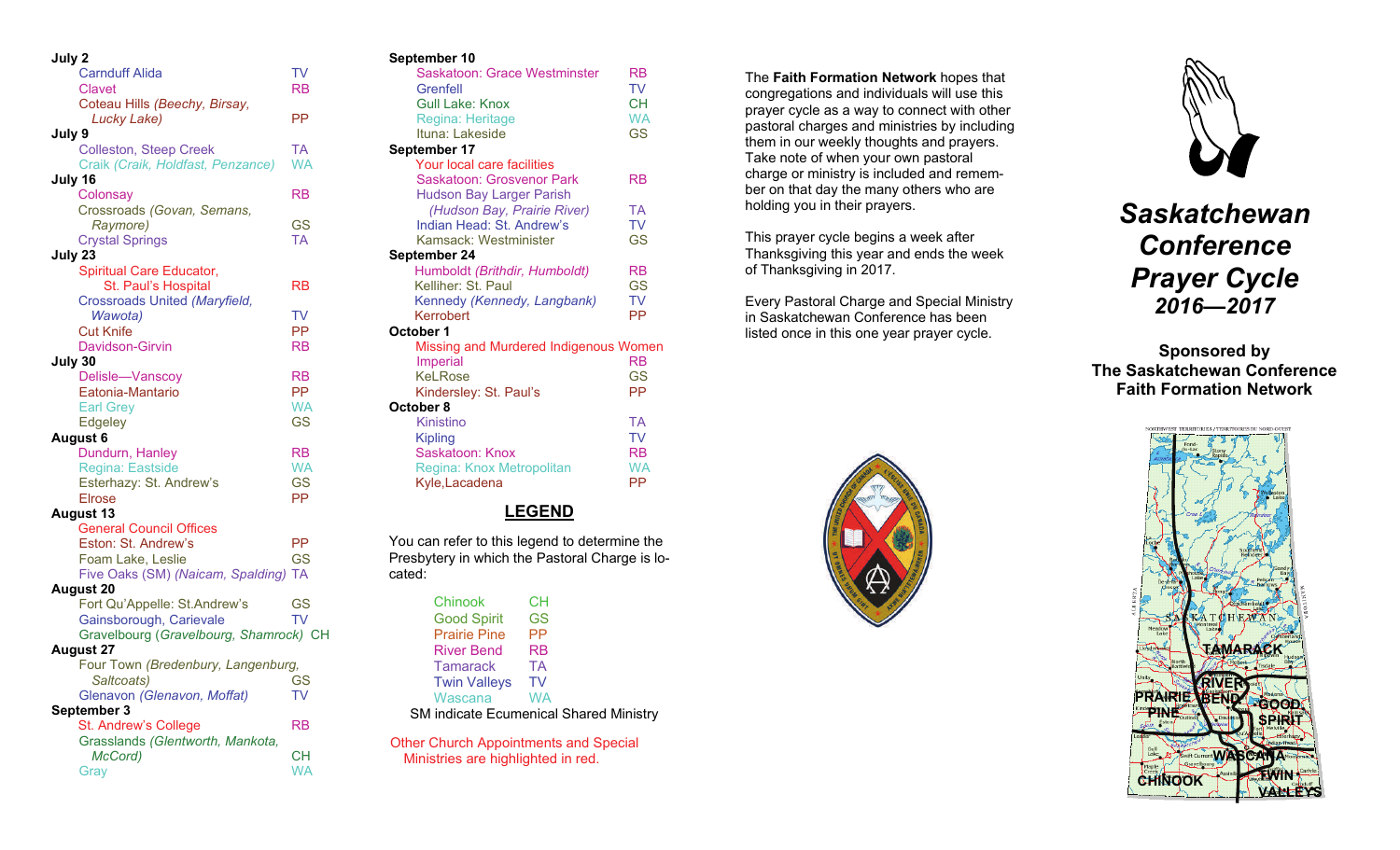**July 2**

| | |
|---|---|
| Carnduff Alida | TV |
| Clavet | RB |
| Coteau Hills *(Beechy, Birsay, Lucky Lake)* | PP |

**July 9**

| | |
|---|---|
| Colleston, Steep Creek | TA |
| Craik *(Craik, Holdfast, Penzance)* | WA |

**July 16**

| | |
|---|---|
| Colonsay | RB |
| Crossroads *(Govan, Semans, Raymore)* | GS |
| Crystal Springs | TA |

**July 23**

| | |
|---|---|
| Spiritual Care Educator, St. Paul's Hospital | RB |
| Crossroads United *(Maryfield, Wawota)* | TV |
| Cut Knife | PP |
| Davidson-Girvin | RB |

**July 30**

| | |
|---|---|
| Delisle—Vanscoy | RB |
| Eatonia-Mantario | PP |
| Earl Grey | WA |
| Edgeley | GS |

**August 6**

| | |
|---|---|
| Dundurn, Hanley | RB |
| Regina: Eastside | WA |
| Esterhazy: St. Andrew's | GS |
| Elrose | PP |

**August 13**

| | |
|---|---|
| General Council Offices | |
| Eston: St. Andrew's | PP |
| Foam Lake, Leslie | GS |
| Five Oaks (SM) *(Naicam, Spalding)* | TA |

**August 20**

| | |
|---|---|
| Fort Qu'Appelle: St.Andrew's | GS |
| Gainsborough, Carievale | TV |
| Gravelbourg (*Gravelbourg, Shamrock)* | CH |

**August 27**

| | |
|---|---|
| Four Town *(Bredenbury, Langenburg, Saltcoats)* | GS |
| Glenavon *(Glenavon, Moffat)* | TV |

**September 3**

| | |
|---|---|
| St. Andrew's College | RB |
| Grasslands *(Glentworth, Mankota, McCord)* | CH |
| Gray | WA |

**September 10**

| | |
|---|---|
| Saskatoon: Grace Westminster | RB |
| Grenfell | TV |
| Gull Lake: Knox | CH |
| Regina: Heritage | WA |
| Ituna: Lakeside | GS |

**September 17**

| | |
|---|---|
| Your local care facilities | |
| Saskatoon: Grosvenor Park | RB |
| Hudson Bay Larger Parish *(Hudson Bay, Prairie River)* | TA |
| Indian Head: St. Andrew's | TV |
| Kamsack: Westminster | GS |

**September 24**

| | |
|---|---|
| Humboldt *(Brithdir, Humboldt)* | RB |
| Kelliher: St. Paul | GS |
| Kennedy *(Kennedy, Langbank)* | TV |
| Kerrobert | PP |

**October 1**

| | |
|---|---|
| Missing and Murdered Indigenous Women | |
| Imperial | RB |
| KeLRose | GS |
| Kindersley: St. Paul's | PP |

**October 8**

| | |
|---|---|
| Kinistino | TA |
| Kipling | TV |
| Saskatoon: Knox | RB |
| Regina: Knox Metropolitan | WA |
| Kyle,Lacadena | PP |

## LEGEND

You can refer to this legend to determine the Presbytery in which the Pastoral Charge is located:

| | |
|---|---|
| Chinook | CH |
| Good Spirit | GS |
| Prairie Pine | PP |
| River Bend | RB |
| Tamarack | TA |
| Twin Valleys | TV |
| Wascana | WA |

SM indicate Ecumenical Shared Ministry

Other Church Appointments and Special Ministries are highlighted in red.

The **Faith Formation Network** hopes that congregations and individuals will use this prayer cycle as a way to connect with other pastoral charges and ministries by including them in our weekly thoughts and prayers. Take note of when your own pastoral charge or ministry is included and remember on that day the many others who are holding you in their prayers.

This prayer cycle begins a week after Thanksgiving this year and ends the week of Thanksgiving in 2017.

Every Pastoral Charge and Special Ministry in Saskatchewan Conference has been listed once in this one year prayer cycle.

# *Saskatchewan Conference Prayer Cycle 2016—2017*

**Sponsored by**
**The Saskatchewan Conference Faith Formation Network**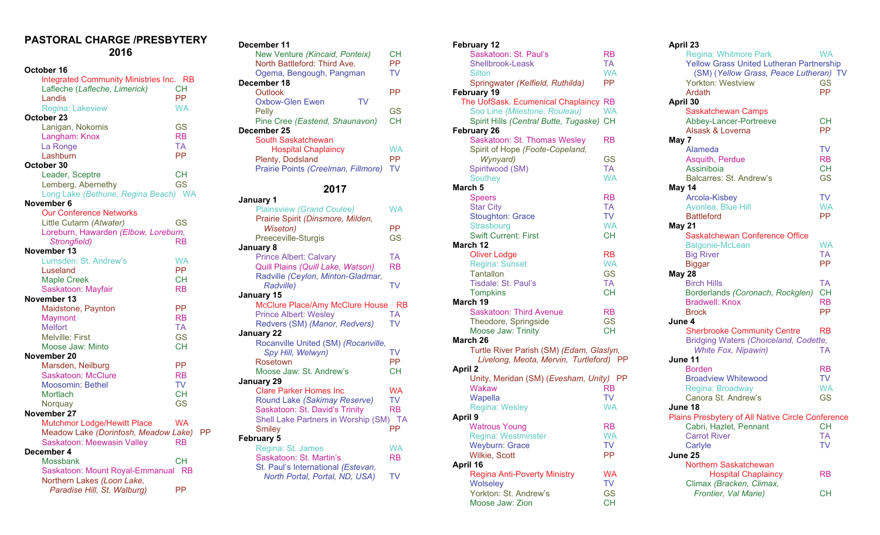# PASTORAL CHARGE /PRESBYTERY

## 2016

**October 16**

- Integrated Community Ministries Inc. RB
- Lafleche *(Lafleche, Limerick)* CH
- Landis PP
- Regina: Lakeview WA

**October 23**

- Lanigan, Nokomis GS
- Langham: Knox RB
- La Ronge TA
- Lashburn PP

**October 30**

- Leader, Sceptre CH
- Lemberg, Abernethy GS
- Long Lake *(Bethune, Regina Beach)* WA

**November 6**

- Our Conference Networks
- Little Cutarm *(Atwater)* GS
- Loreburn, Hawarden *(Elbow, Loreburn, Strongfield)* RB

**November 13**

- Lumsden: St. Andrew's WA
- Luseland PP
- Maple Creek CH
- Saskatoon: Mayfair RB

**November 13**

- Maidstone, Paynton PP
- Maymont RB
- Melfort TA
- Melville: First GS
- Moose Jaw: Minto CH

**November 20**

- Marsden, Neilburg PP
- Saskatoon: McClure RB
- Moosomin: Bethel TV
- Mortlach CH
- Norquay GS

**November 27**

- Mutchmor Lodge/Hewitt Place WA
- Meadow Lake *(Dorintosh, Meadow Lake)* PP
- Saskatoon: Meewasin Valley RB

**December 4**

- Mossbank CH
- Saskatoon: Mount Royal-Emmanual RB
- Northern Lakes *(Loon Lake, Paradise Hill, St. Walburg)* PP

**December 11**

- New Venture *(Kincaid, Ponteix)* CH
- North Battleford: Third Ave. PP
- Ogema, Bengough, Pangman TV

**December 18**

- Outlook PP
- Oxbow-Glen Ewen TV
- Pelly GS
- Pine Cree *(Eastend, Shaunavon)* CH

**December 25**

- South Saskatchewan Hospital Chaplaincy WA
- Plenty, Dodsland PP
- Prairie Points *(Creelman, Fillmore)* TV

## 2017

**January 1**

- Plainsview *(Grand Coulee)* WA
- Prairie Spirit *(Dinsmore, Milden, Wiseton)* PP
- Preeceville-Sturgis GS

**January 8**

- Prince Albert: Calvary TA
- Quill Plains *(Quill Lake, Watson)* RB
- Radville *(Ceylon, Minton-Gladmar, Radville)* TV

**January 15**

- McClure Place/Amy McClure House RB
- Prince Albert: Wesley TA
- Redvers (SM) *(Manor, Redvers)* TV

**January 22**

- Rocanville United (SM) *(Rocanville, Spy Hill, Welwyn)* TV
- Rosetown PP
- Moose Jaw: St. Andrew's CH

**January 29**

- Clare Parker Homes Inc WA
- Round Lake *(Sakimay Reserve)* TV
- Saskatoon: St. David's Trinity RB
- Shell Lake Partners in Worship (SM) TA
- Smiley PP

**February 5**

- Regina: St. James WA
- Saskatoon: St. Martin's RB
- St. Paul's International *(Estevan, North Portal, Portal, ND, USA)* TV

**February 12**

- Saskatoon: St. Paul's RB
- Shellbrook-Leask TA
- Silton WA
- Springwater *(Kelfield, Ruthilda)* PP

**February 19**

- The UofSask. Ecumenical Chaplaincy RB
- Soo Line *(Milestone, Rouleau)* WA
- Spirit Hills *(Central Butte, Tugaske)* CH

**February 26**

- Saskatoon: St. Thomas Wesley RB
- Spirit of Hope *(Foote-Copeland, Wynyard)* GS
- Spiritwood (SM) TA
- Southey WA

**March 5**

- Speers RB
- Star City TA
- Stoughton: Grace TV
- Strasbourg WA
- Swift Current: First CH

**March 12**

- Oliver Lodge RB
- Regina: Sunset WA
- Tantallon GS
- Tisdale: St. Paul's TA
- Tompkins CH

**March 19**

- Saskatoon: Third Avenue RB
- Theodore, Springside GS
- Moose Jaw: Trinity CH

**March 26**

- Turtle River Parish (SM) *(Edam, Glaslyn, Livelong, Meota, Mervin, Turtleford)* PP

**April 2**

- Unity, Meridan (SM) *(Evesham, Unity)* PP
- Wakaw RB
- Wapella TV
- Regina: Wesley WA

**April 9**

- Watrous Young RB
- Regina: Westminster WA
- Weyburn: Grace TV
- Wilkie, Scott PP

**April 16**

- Regina Anti-Poverty Ministry WA
- Wolseley TV
- Yorkton: St. Andrew's GS
- Moose Jaw: Zion CH

**April 23**

- Regina: Whitmore Park WA
- Yellow Grass United Lutheran Partnership (SM) *(Yellow Grass, Peace Lutheran)* TV
- Yorkton: Westview GS
- Ardath PP

**April 30**

- Saskatchewan Camps
- Abbey-Lancer-Portreeve CH
- Alsask & Loverna PP

**May 7**

- Alameda TV
- Asquith, Perdue RB
- Assiniboia CH
- Balcarres: St. Andrew's GS

**May 14**

- Arcola-Kisbey TV
- Avonlea, Blue Hill WA
- Battleford PP

**May 21**

- Saskatchewan Conference Office
- Balgonie-McLean WA
- Big River TA
- Biggar PP

**May 28**

- Birch Hills TA
- Borderlands *(Coronach, Rockglen)* CH
- Bradwell: Knox RB
- Brock PP

**June 4**

- Sherbrooke Community Centre RB
- Bridging Waters *(Choiceland, Codette, White Fox, Nipawin)* TA

**June 11**

- Borden RB
- Broadview Whitewood TV
- Regina: Broadway WA
- Canora St. Andrew's GS

**June 18**

Plains Presbytery of All Native Circle Conference

- Cabri, Hazlet, Pennant CH
- Carrot River TA
- Carlyle TV

**June 25**

- Northern Saskatchewan Hospital Chaplaincy RB
- Climax *(Bracken, Climax, Frontier, Val Marie)* CH